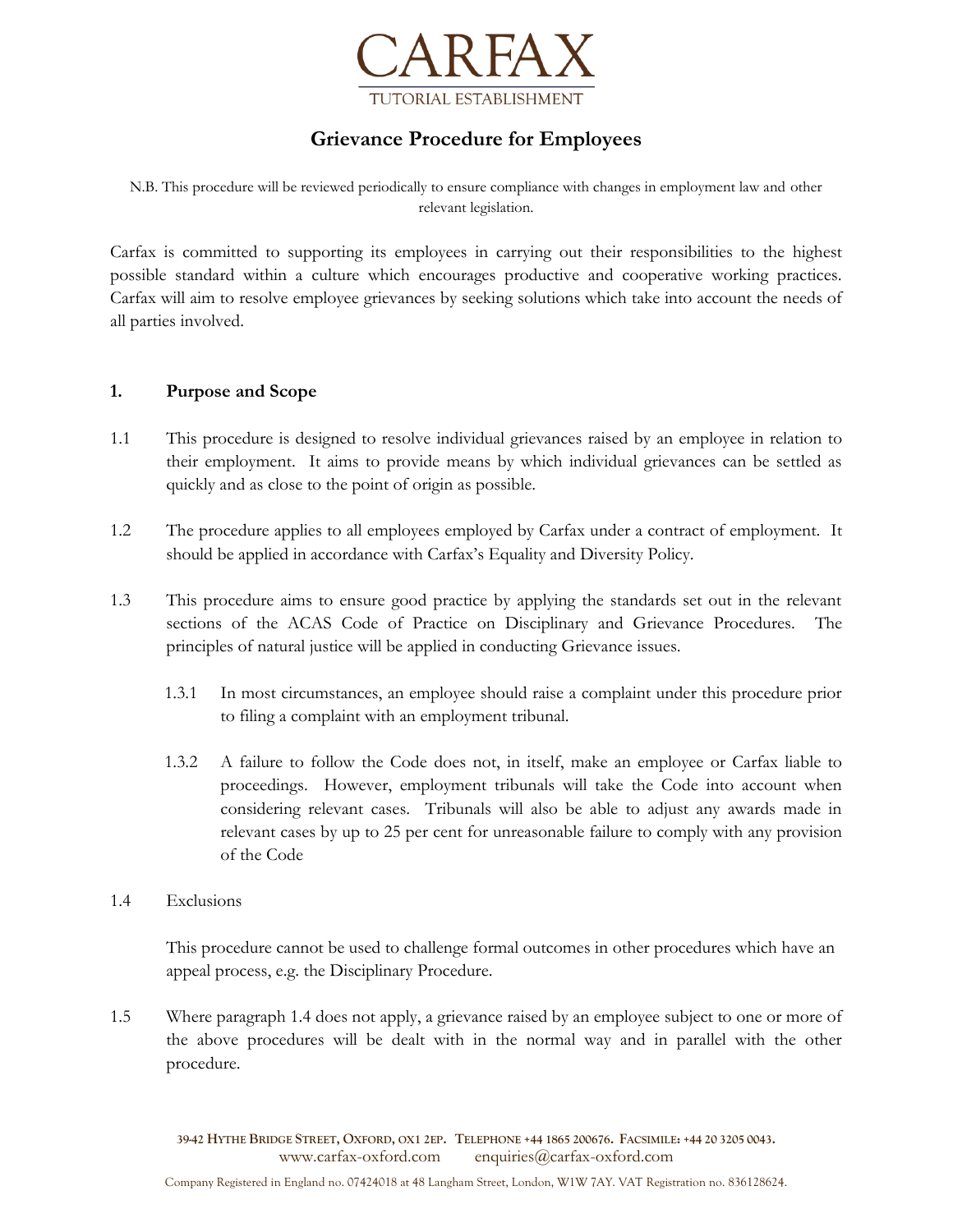CARFAX

TUTORIAL ESTABLISHMENT

# Grievance Procedure for Employees

N.B. This procedure will be reviewed periodically to ensure compliance with changes in employment law and other relevant legislation.

Carfax is committed to supporting its employees in carrying out their responsibilities to the highest possible standard within a culture which encourages productive and cooperative working practices. Carfax will aim to resolve employee grievances by seeking solutions which take into account the needs of all parties involved.

## 1. Purpose and Scope

1.1 This procedure is designed to resolve individual grievances raised by an employee in relation to their employment. It aims to provide means by which individual grievances can be settled as quickly and as close to the point of origin as possible.

1.2 The procedure applies to all employees employed by Carfax under a contract of employment. It should be applied in accordance with Carfax's Equality and Diversity Policy.

1.3 This procedure aims to ensure good practice by applying the standards set out in the relevant sections of the ACAS Code of Practice on Disciplinary and Grievance Procedures. The principles of natural justice will be applied in conducting Grievance issues.

1.3.1 In most circumstances, an employee should raise a complaint under this procedure prior to filing a complaint with an employment tribunal.

1.3.2 A failure to follow the Code does not, in itself, make an employee or Carfax liable to proceedings. However, employment tribunals will take the Code into account when considering relevant cases. Tribunals will also be able to adjust any awards made in relevant cases by up to 25 per cent for unreasonable failure to comply with any provision of the Code

1.4 Exclusions

This procedure cannot be used to challenge formal outcomes in other procedures which have an appeal process, e.g. the Disciplinary Procedure.

1.5 Where paragraph 1.4 does not apply, a grievance raised by an employee subject to one or more of the above procedures will be dealt with in the normal way and in parallel with the other procedure.

39-42 HYTHE BRIDGE STREET, OXFORD, OX1 2EP. TELEPHONE +44 1865 200676. FACSIMILE: +44 20 3205 0043.
www.carfax-oxford.com enquiries@carfax-oxford.com

Company Registered in England no. 07424018 at 48 Langham Street, London, W1W 7AY. VAT Registration no. 836128624.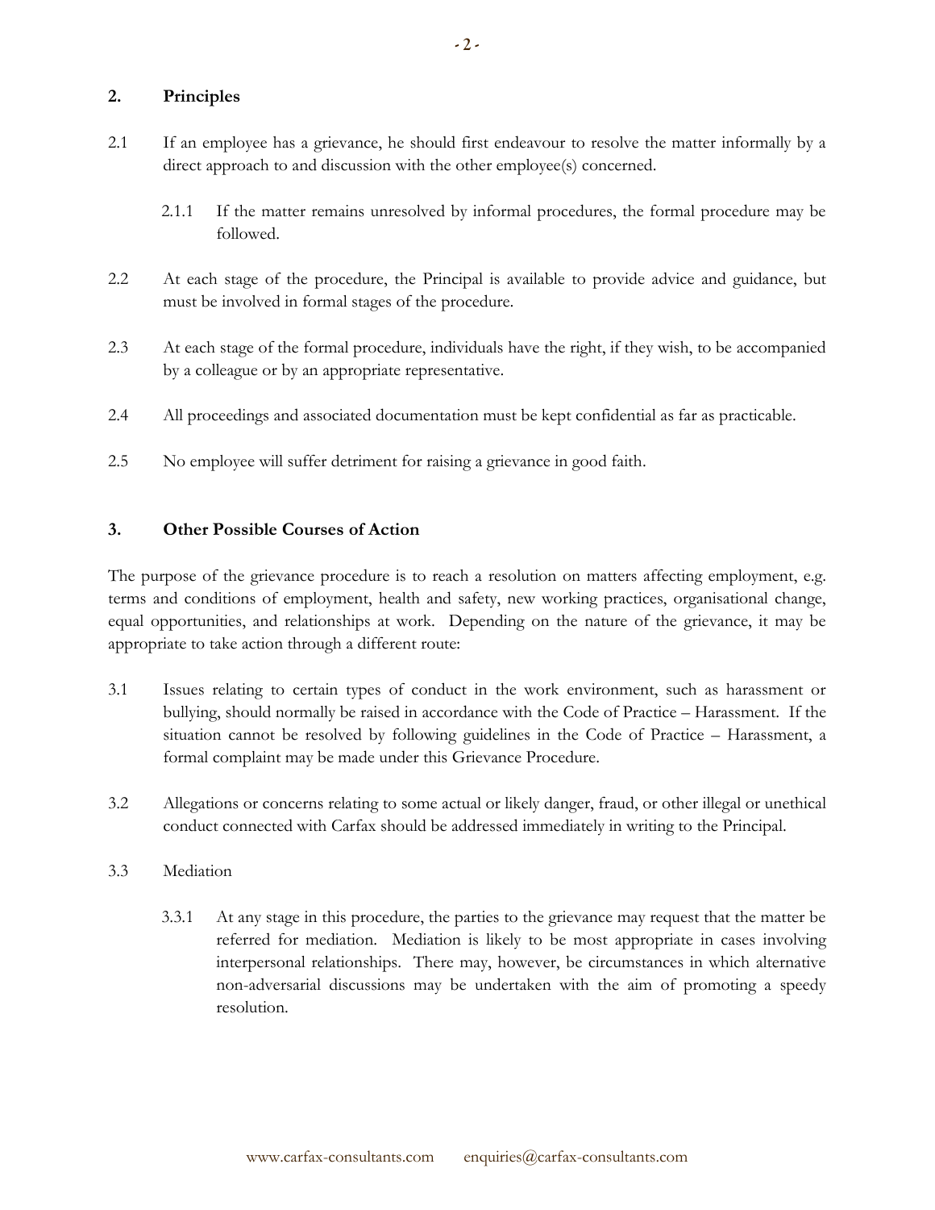## 2. Principles

2.1 If an employee has a grievance, he should first endeavour to resolve the matter informally by a direct approach to and discussion with the other employee(s) concerned.

2.1.1 If the matter remains unresolved by informal procedures, the formal procedure may be followed.

2.2 At each stage of the procedure, the Principal is available to provide advice and guidance, but must be involved in formal stages of the procedure.

2.3 At each stage of the formal procedure, individuals have the right, if they wish, to be accompanied by a colleague or by an appropriate representative.

2.4 All proceedings and associated documentation must be kept confidential as far as practicable.

2.5 No employee will suffer detriment for raising a grievance in good faith.

## 3. Other Possible Courses of Action

The purpose of the grievance procedure is to reach a resolution on matters affecting employment, e.g. terms and conditions of employment, health and safety, new working practices, organisational change, equal opportunities, and relationships at work. Depending on the nature of the grievance, it may be appropriate to take action through a different route:

3.1 Issues relating to certain types of conduct in the work environment, such as harassment or bullying, should normally be raised in accordance with the Code of Practice – Harassment. If the situation cannot be resolved by following guidelines in the Code of Practice – Harassment, a formal complaint may be made under this Grievance Procedure.

3.2 Allegations or concerns relating to some actual or likely danger, fraud, or other illegal or unethical conduct connected with Carfax should be addressed immediately in writing to the Principal.

3.3 Mediation

3.3.1 At any stage in this procedure, the parties to the grievance may request that the matter be referred for mediation. Mediation is likely to be most appropriate in cases involving interpersonal relationships. There may, however, be circumstances in which alternative non-adversarial discussions may be undertaken with the aim of promoting a speedy resolution.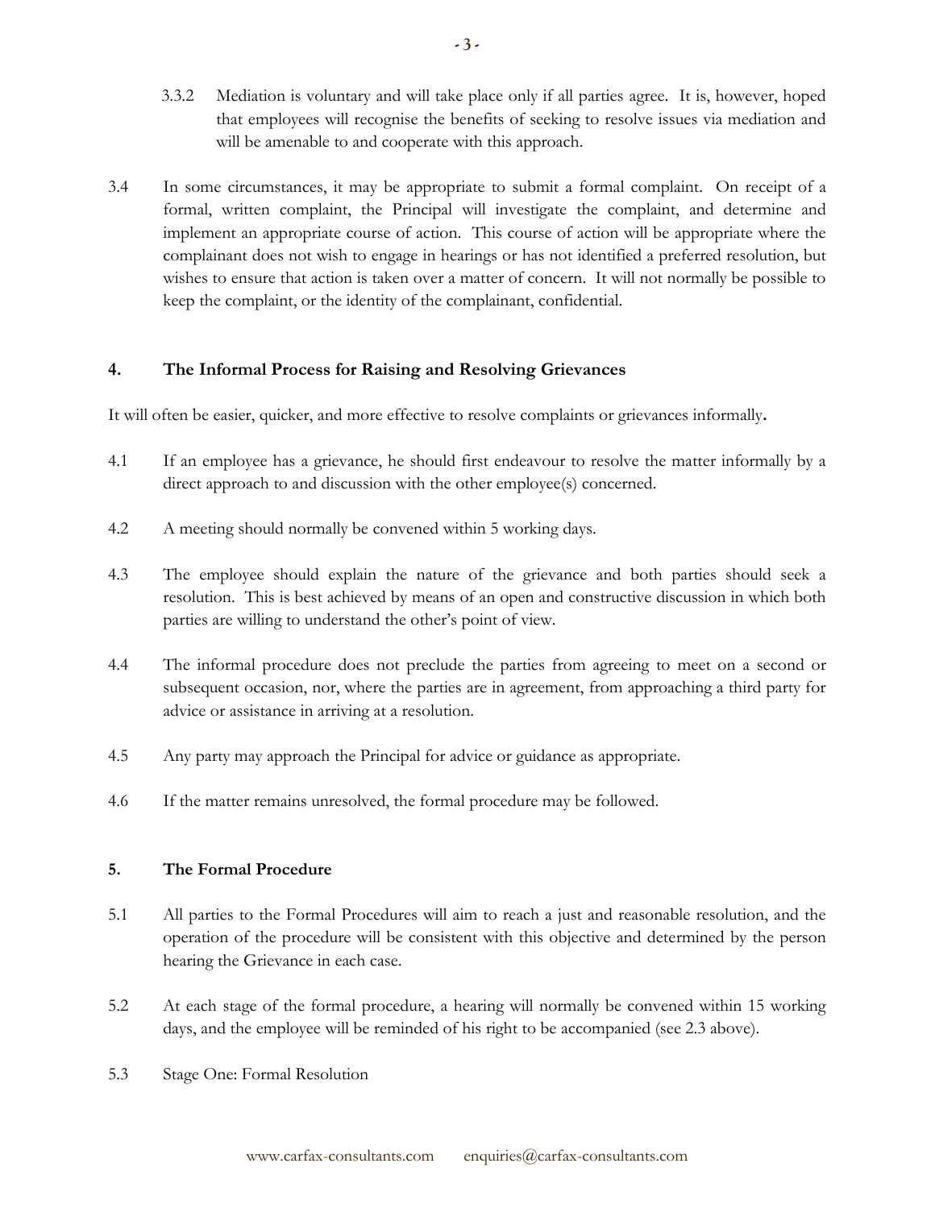3.3.2 Mediation is voluntary and will take place only if all parties agree. It is, however, hoped that employees will recognise the benefits of seeking to resolve issues via mediation and will be amenable to and cooperate with this approach.

3.4 In some circumstances, it may be appropriate to submit a formal complaint. On receipt of a formal, written complaint, the Principal will investigate the complaint, and determine and implement an appropriate course of action. This course of action will be appropriate where the complainant does not wish to engage in hearings or has not identified a preferred resolution, but wishes to ensure that action is taken over a matter of concern. It will not normally be possible to keep the complaint, or the identity of the complainant, confidential.

## 4. The Informal Process for Raising and Resolving Grievances

It will often be easier, quicker, and more effective to resolve complaints or grievances informally**.**

4.1 If an employee has a grievance, he should first endeavour to resolve the matter informally by a direct approach to and discussion with the other employee(s) concerned.

4.2 A meeting should normally be convened within 5 working days.

4.3 The employee should explain the nature of the grievance and both parties should seek a resolution. This is best achieved by means of an open and constructive discussion in which both parties are willing to understand the other's point of view.

4.4 The informal procedure does not preclude the parties from agreeing to meet on a second or subsequent occasion, nor, where the parties are in agreement, from approaching a third party for advice or assistance in arriving at a resolution.

4.5 Any party may approach the Principal for advice or guidance as appropriate.

4.6 If the matter remains unresolved, the formal procedure may be followed.

## 5. The Formal Procedure

5.1 All parties to the Formal Procedures will aim to reach a just and reasonable resolution, and the operation of the procedure will be consistent with this objective and determined by the person hearing the Grievance in each case.

5.2 At each stage of the formal procedure, a hearing will normally be convened within 15 working days, and the employee will be reminded of his right to be accompanied (see 2.3 above).

5.3 Stage One: Formal Resolution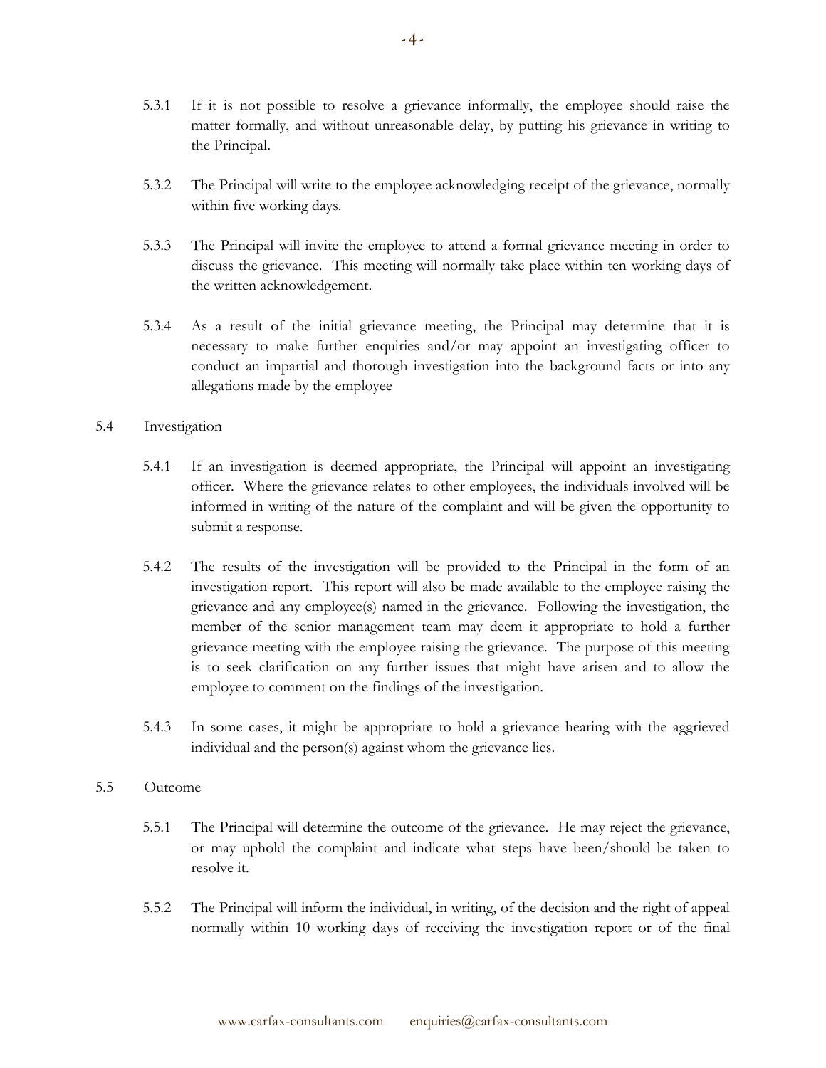5.3.1 If it is not possible to resolve a grievance informally, the employee should raise the matter formally, and without unreasonable delay, by putting his grievance in writing to the Principal.

5.3.2 The Principal will write to the employee acknowledging receipt of the grievance, normally within five working days.

5.3.3 The Principal will invite the employee to attend a formal grievance meeting in order to discuss the grievance. This meeting will normally take place within ten working days of the written acknowledgement.

5.3.4 As a result of the initial grievance meeting, the Principal may determine that it is necessary to make further enquiries and/or may appoint an investigating officer to conduct an impartial and thorough investigation into the background facts or into any allegations made by the employee

5.4 Investigation

5.4.1 If an investigation is deemed appropriate, the Principal will appoint an investigating officer. Where the grievance relates to other employees, the individuals involved will be informed in writing of the nature of the complaint and will be given the opportunity to submit a response.

5.4.2 The results of the investigation will be provided to the Principal in the form of an investigation report. This report will also be made available to the employee raising the grievance and any employee(s) named in the grievance. Following the investigation, the member of the senior management team may deem it appropriate to hold a further grievance meeting with the employee raising the grievance. The purpose of this meeting is to seek clarification on any further issues that might have arisen and to allow the employee to comment on the findings of the investigation.

5.4.3 In some cases, it might be appropriate to hold a grievance hearing with the aggrieved individual and the person(s) against whom the grievance lies.

5.5 Outcome

5.5.1 The Principal will determine the outcome of the grievance. He may reject the grievance, or may uphold the complaint and indicate what steps have been/should be taken to resolve it.

5.5.2 The Principal will inform the individual, in writing, of the decision and the right of appeal normally within 10 working days of receiving the investigation report or of the final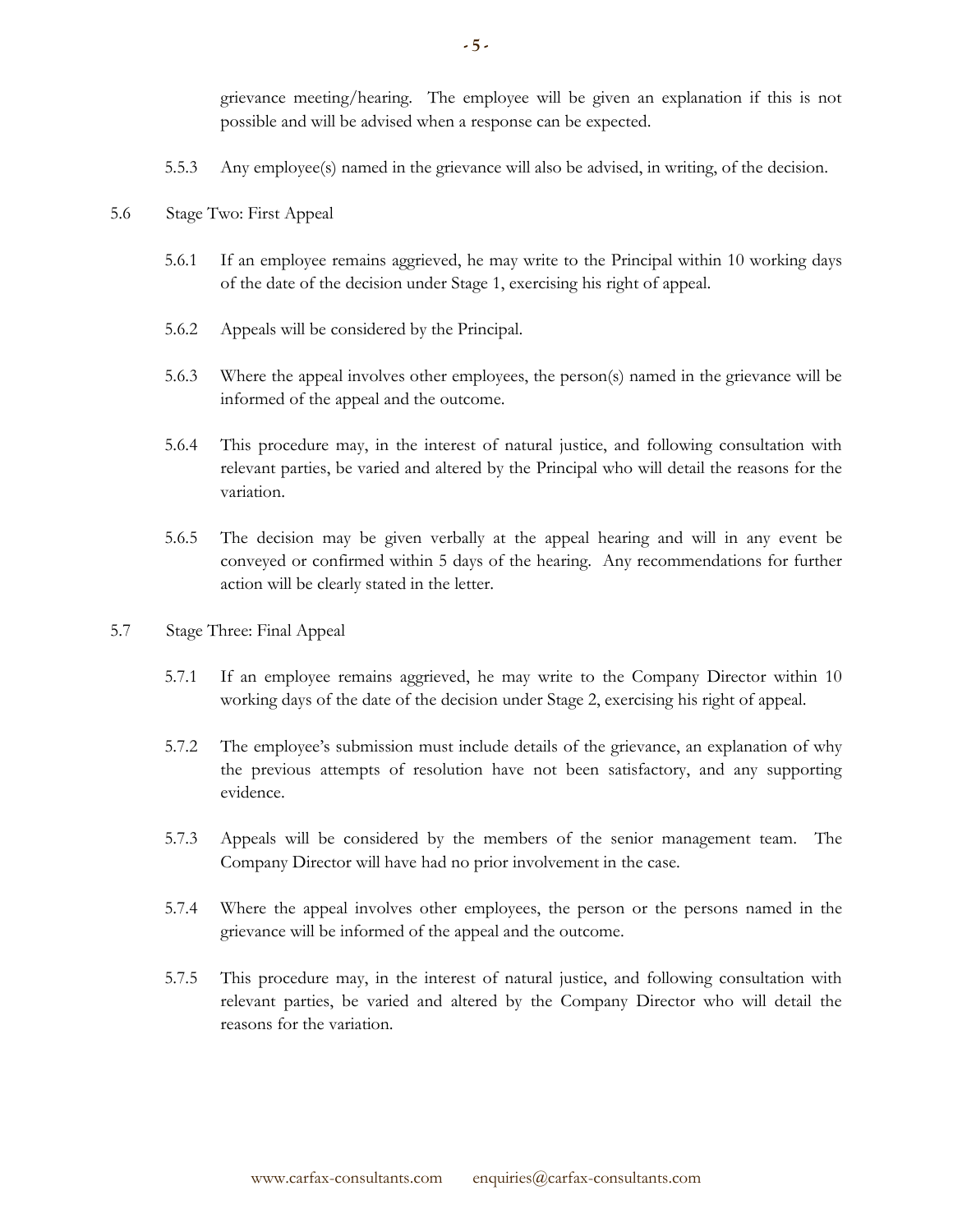grievance meeting/hearing. The employee will be given an explanation if this is not possible and will be advised when a response can be expected.

5.5.3 Any employee(s) named in the grievance will also be advised, in writing, of the decision.

5.6 Stage Two: First Appeal

5.6.1 If an employee remains aggrieved, he may write to the Principal within 10 working days of the date of the decision under Stage 1, exercising his right of appeal.

5.6.2 Appeals will be considered by the Principal.

5.6.3 Where the appeal involves other employees, the person(s) named in the grievance will be informed of the appeal and the outcome.

5.6.4 This procedure may, in the interest of natural justice, and following consultation with relevant parties, be varied and altered by the Principal who will detail the reasons for the variation.

5.6.5 The decision may be given verbally at the appeal hearing and will in any event be conveyed or confirmed within 5 days of the hearing. Any recommendations for further action will be clearly stated in the letter.

5.7 Stage Three: Final Appeal

5.7.1 If an employee remains aggrieved, he may write to the Company Director within 10 working days of the date of the decision under Stage 2, exercising his right of appeal.

5.7.2 The employee's submission must include details of the grievance, an explanation of why the previous attempts of resolution have not been satisfactory, and any supporting evidence.

5.7.3 Appeals will be considered by the members of the senior management team. The Company Director will have had no prior involvement in the case.

5.7.4 Where the appeal involves other employees, the person or the persons named in the grievance will be informed of the appeal and the outcome.

5.7.5 This procedure may, in the interest of natural justice, and following consultation with relevant parties, be varied and altered by the Company Director who will detail the reasons for the variation.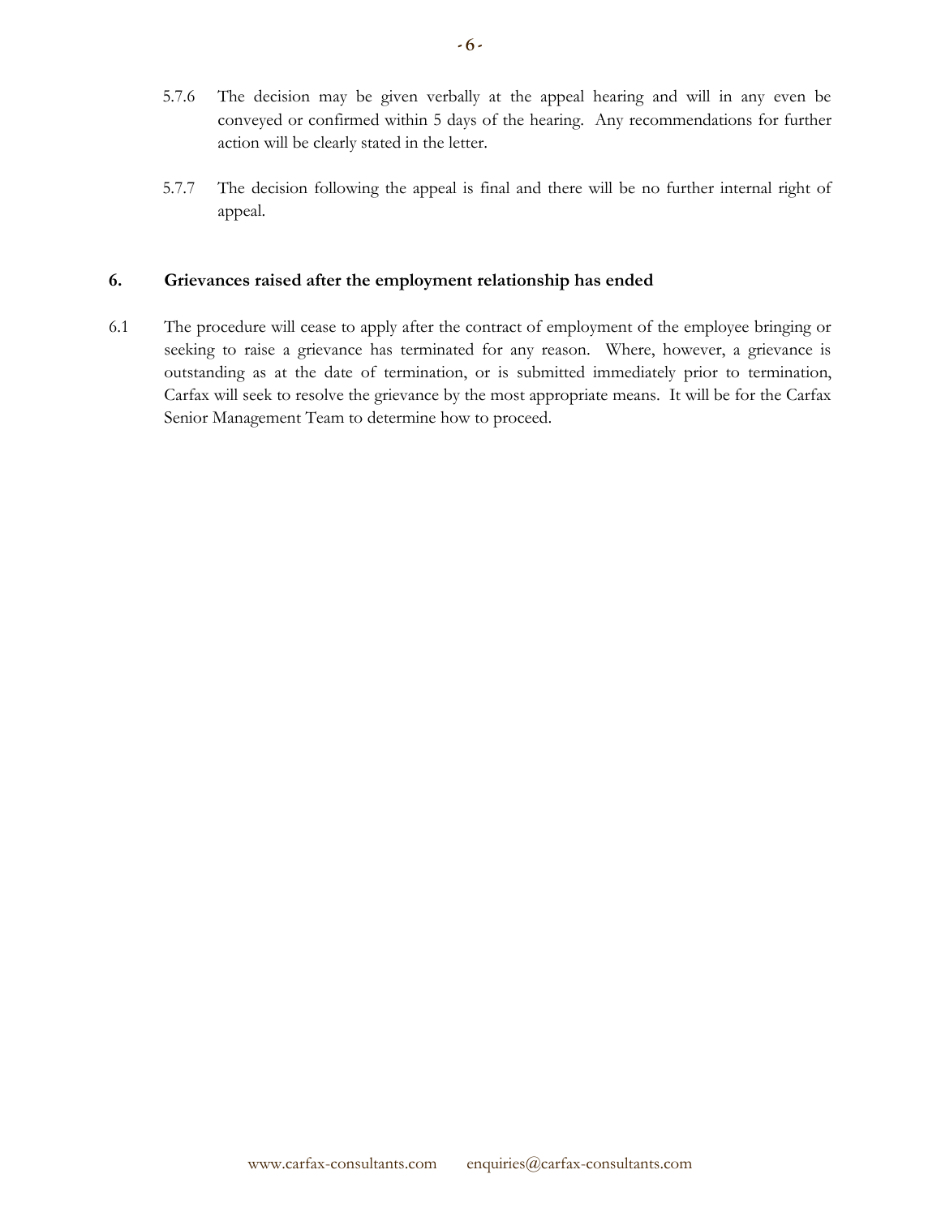5.7.6 The decision may be given verbally at the appeal hearing and will in any even be conveyed or confirmed within 5 days of the hearing. Any recommendations for further action will be clearly stated in the letter.

5.7.7 The decision following the appeal is final and there will be no further internal right of appeal.

## 6. Grievances raised after the employment relationship has ended

6.1 The procedure will cease to apply after the contract of employment of the employee bringing or seeking to raise a grievance has terminated for any reason. Where, however, a grievance is outstanding as at the date of termination, or is submitted immediately prior to termination, Carfax will seek to resolve the grievance by the most appropriate means. It will be for the Carfax Senior Management Team to determine how to proceed.